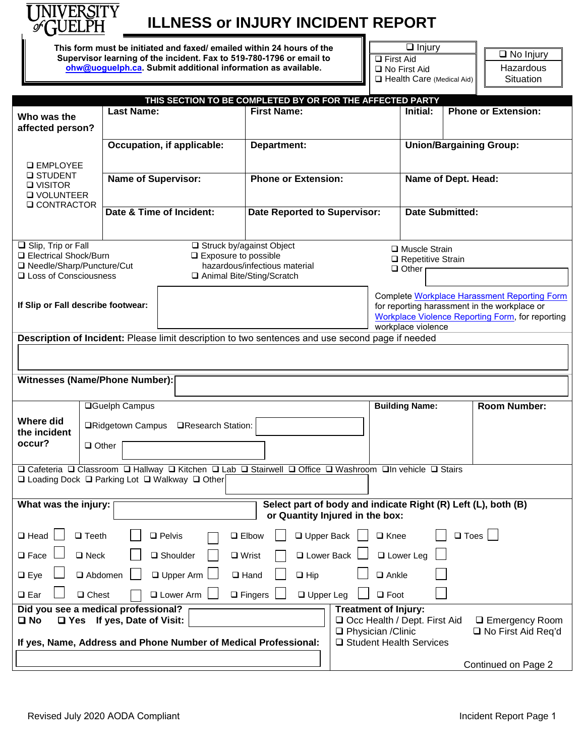UNIVERSITY of GUELPH

# ILLNESS or INJURY INCIDENT REPORT

**This form must be initiated and faxed/ emailed within 24 hours of the Supervisor learning of the incident. Fax to 519-780-1796 or email to ohw@uoguelph.ca. Submit additional information as available.**

| ❑ Injury | ❑ No Injury |
|---|---|
| ❑ First Aid<br>❑ No First Aid<br>❑ Health Care (Medical Aid) | Hazardous Situation |

## THIS SECTION TO BE COMPLETED BY OR FOR THE AFFECTED PARTY

| Who was the affected person? | Last Name: | First Name: | Initial: | Phone or Extension: |
|---|---|---|---|---|
| ❑ EMPLOYEE<br>❑ STUDENT<br>❑ VISITOR<br>❑ VOLUNTEER<br>❑ CONTRACTOR | Occupation, if applicable: | Department: | Union/Bargaining Group: | |
| | Name of Supervisor: | Phone or Extension: | Name of Dept. Head: | |
| | Date & Time of Incident: | Date Reported to Supervisor: | Date Submitted: | |

❑ Slip, Trip or Fall
❑ Electrical Shock/Burn
❑ Needle/Sharp/Puncture/Cut
❑ Loss of Consciousness
❑ Struck by/against Object
❑ Exposure to possible hazardous/infectious material
❑ Animal Bite/Sting/Scratch
❑ Muscle Strain
❑ Repetitive Strain
❑ Other

**If Slip or Fall describe footwear:**

Complete Workplace Harassment Reporting Form for reporting harassment in the workplace or Workplace Violence Reporting Form, for reporting workplace violence

**Description of Incident:** Please limit description to two sentences and use second page if needed

**Witnesses (Name/Phone Number):**

| Where did the incident occur? | ❑Guelph Campus | Building Name: | Room Number: |
|---|---|---|---|
| | ❑Ridgetown Campus ❑Research Station: | | |
| | ❑ Other | | |

❑ Cafeteria ❑ Classroom ❑ Hallway ❑ Kitchen ❑ Lab ❑ Stairwell ❑ Office ❑ Washroom ❑In vehicle ❑ Stairs
❑ Loading Dock ❑ Parking Lot ❑ Walkway ❑ Other

**What was the injury:**

**Select part of body and indicate Right (R) Left (L), both (B) or Quantity Injured in the box:**

| | | | | | | |
|---|---|---|---|---|---|---|
| ❑ Head | ❑ Teeth | ❑ Pelvis | ❑ Elbow | ❑ Upper Back | ❑ Knee | ❑ Toes |
| ❑ Face | ❑ Neck | ❑ Shoulder | ❑ Wrist | ❑ Lower Back | ❑ Lower Leg | |
| ❑ Eye | ❑ Abdomen | ❑ Upper Arm | ❑ Hand | ❑ Hip | ❑ Ankle | |
| ❑ Ear | ❑ Chest | ❑ Lower Arm | ❑ Fingers | ❑ Upper Leg | ❑ Foot | |

**Did you see a medical professional?**
**❑ No ❑ Yes If yes, Date of Visit:**

**If yes, Name, Address and Phone Number of Medical Professional:**

**Treatment of Injury:**
❑ Occ Health / Dept. First Aid
❑ Physician /Clinic
❑ Student Health Services
❑ Emergency Room
❑ No First Aid Req'd

Continued on Page 2

Revised July 2020 AODA Compliant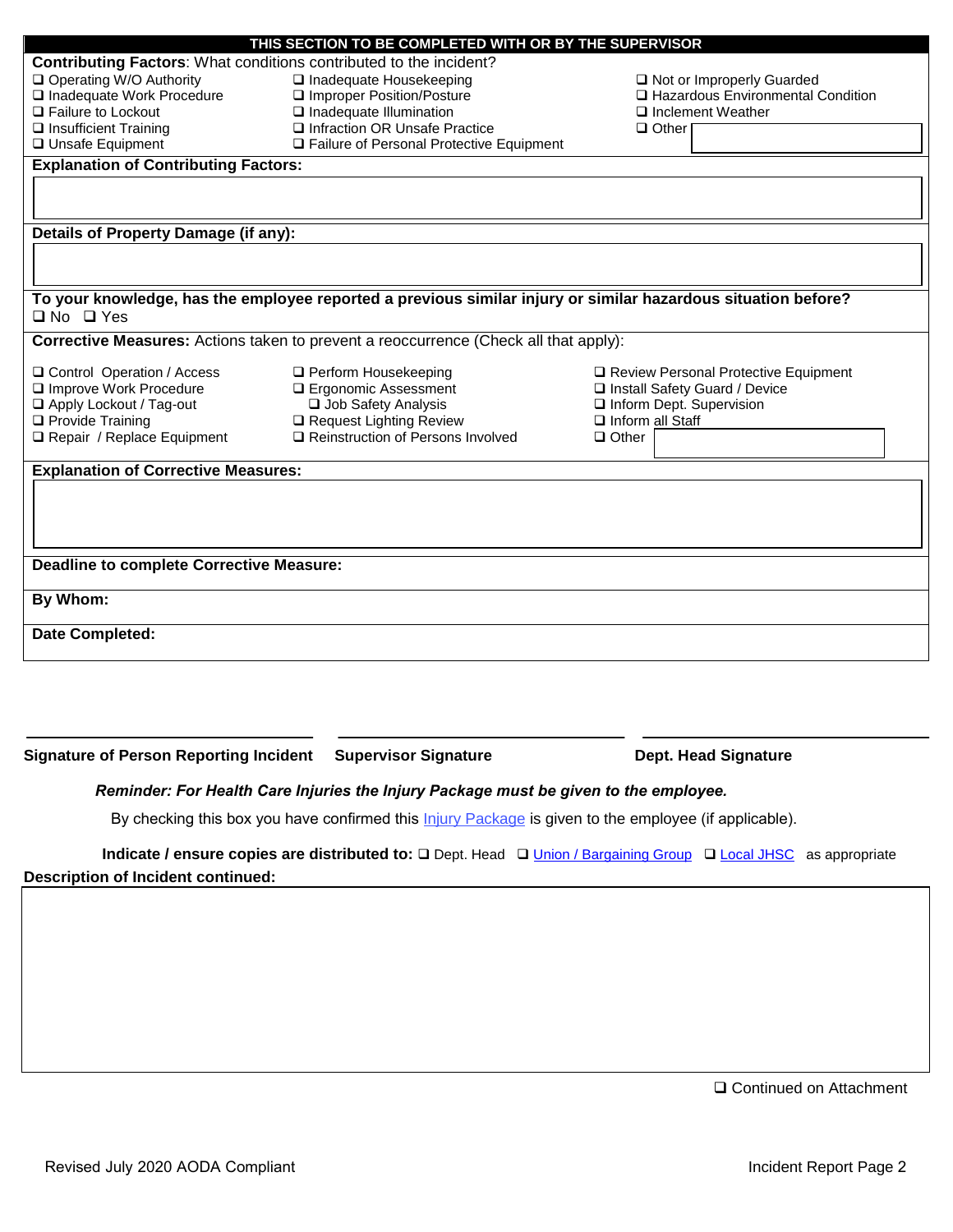## THIS SECTION TO BE COMPLETED WITH OR BY THE SUPERVISOR

**Contributing Factors**: What conditions contributed to the incident?

- ❑ Operating W/O Authority
- ❑ Inadequate Work Procedure
- ❑ Failure to Lockout
- ❑ Insufficient Training
- ❑ Unsafe Equipment
- ❑ Inadequate Housekeeping
- ❑ Improper Position/Posture
- ❑ Inadequate Illumination
- ❑ Infraction OR Unsafe Practice
- ❑ Failure of Personal Protective Equipment
- ❑ Not or Improperly Guarded
- ❑ Hazardous Environmental Condition
- ❑ Inclement Weather
- ❑ Other

**Explanation of Contributing Factors:**

**Details of Property Damage (if any):**

**To your knowledge, has the employee reported a previous similar injury or similar hazardous situation before?**

❑ No ❑ Yes

**Corrective Measures:** Actions taken to prevent a reoccurrence (Check all that apply):

- ❑ Control Operation / Access
- ❑ Improve Work Procedure
- ❑ Apply Lockout / Tag-out
- ❑ Provide Training
- ❑ Repair / Replace Equipment
- ❑ Perform Housekeeping
- ❑ Ergonomic Assessment
- ❑ Job Safety Analysis
- ❑ Request Lighting Review
- ❑ Reinstruction of Persons Involved
- ❑ Review Personal Protective Equipment
- ❑ Install Safety Guard / Device
- ❑ Inform Dept. Supervision
- ❑ Inform all Staff
- ❑ Other

**Explanation of Corrective Measures:**

**Deadline to complete Corrective Measure:**

**By Whom:**

**Date Completed:**

**Signature of Person Reporting Incident** **Supervisor Signature** **Dept. Head Signature**

***Reminder: For Health Care Injuries the Injury Package must be given to the employee.***

By checking this box you have confirmed this Injury Package is given to the employee (if applicable).

**Indicate / ensure copies are distributed to:** ❑ Dept. Head ❑ Union / Bargaining Group ❑ Local JHSC as appropriate

**Description of Incident continued:**

❑ Continued on Attachment

Revised July 2020 AODA Compliant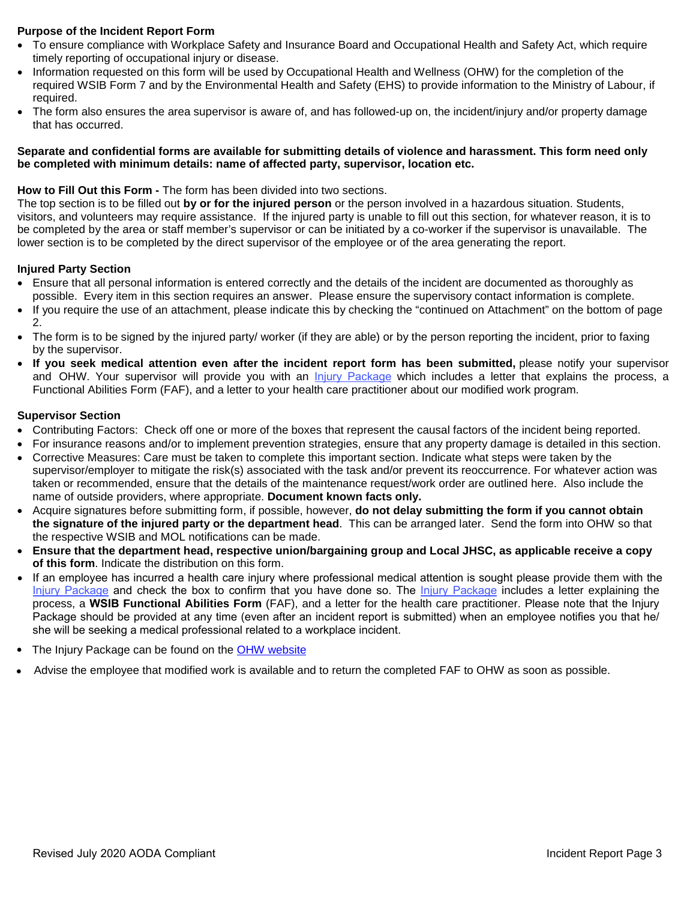**Purpose of the Incident Report Form**

- To ensure compliance with Workplace Safety and Insurance Board and Occupational Health and Safety Act, which require timely reporting of occupational injury or disease.
- Information requested on this form will be used by Occupational Health and Wellness (OHW) for the completion of the required WSIB Form 7 and by the Environmental Health and Safety (EHS) to provide information to the Ministry of Labour, if required.
- The form also ensures the area supervisor is aware of, and has followed-up on, the incident/injury and/or property damage that has occurred.

**Separate and confidential forms are available for submitting details of violence and harassment. This form need only be completed with minimum details: name of affected party, supervisor, location etc.**

**How to Fill Out this Form -** The form has been divided into two sections.
The top section is to be filled out **by or for the injured person** or the person involved in a hazardous situation. Students, visitors, and volunteers may require assistance. If the injured party is unable to fill out this section, for whatever reason, it is to be completed by the area or staff member's supervisor or can be initiated by a co-worker if the supervisor is unavailable. The lower section is to be completed by the direct supervisor of the employee or of the area generating the report.

**Injured Party Section**

- Ensure that all personal information is entered correctly and the details of the incident are documented as thoroughly as possible. Every item in this section requires an answer. Please ensure the supervisory contact information is complete.
- If you require the use of an attachment, please indicate this by checking the "continued on Attachment" on the bottom of page 2.
- The form is to be signed by the injured party/ worker (if they are able) or by the person reporting the incident, prior to faxing by the supervisor.
- **If you seek medical attention even after the incident report form has been submitted,** please notify your supervisor and OHW. Your supervisor will provide you with an Injury Package which includes a letter that explains the process, a Functional Abilities Form (FAF), and a letter to your health care practitioner about our modified work program.

**Supervisor Section**

- Contributing Factors: Check off one or more of the boxes that represent the causal factors of the incident being reported.
- For insurance reasons and/or to implement prevention strategies, ensure that any property damage is detailed in this section.
- Corrective Measures: Care must be taken to complete this important section. Indicate what steps were taken by the supervisor/employer to mitigate the risk(s) associated with the task and/or prevent its reoccurrence. For whatever action was taken or recommended, ensure that the details of the maintenance request/work order are outlined here. Also include the name of outside providers, where appropriate. **Document known facts only.**
- Acquire signatures before submitting form, if possible, however, **do not delay submitting the form if you cannot obtain the signature of the injured party or the department head**. This can be arranged later. Send the form into OHW so that the respective WSIB and MOL notifications can be made.
- **Ensure that the department head, respective union/bargaining group and Local JHSC, as applicable receive a copy of this form**. Indicate the distribution on this form.
- If an employee has incurred a health care injury where professional medical attention is sought please provide them with the Injury Package and check the box to confirm that you have done so. The Injury Package includes a letter explaining the process, a **WSIB Functional Abilities Form** (FAF), and a letter for the health care practitioner. Please note that the Injury Package should be provided at any time (even after an incident report is submitted) when an employee notifies you that he/ she will be seeking a medical professional related to a workplace incident.
- The Injury Package can be found on the OHW website
- Advise the employee that modified work is available and to return the completed FAF to OHW as soon as possible.

Revised July 2020 AODA Compliant